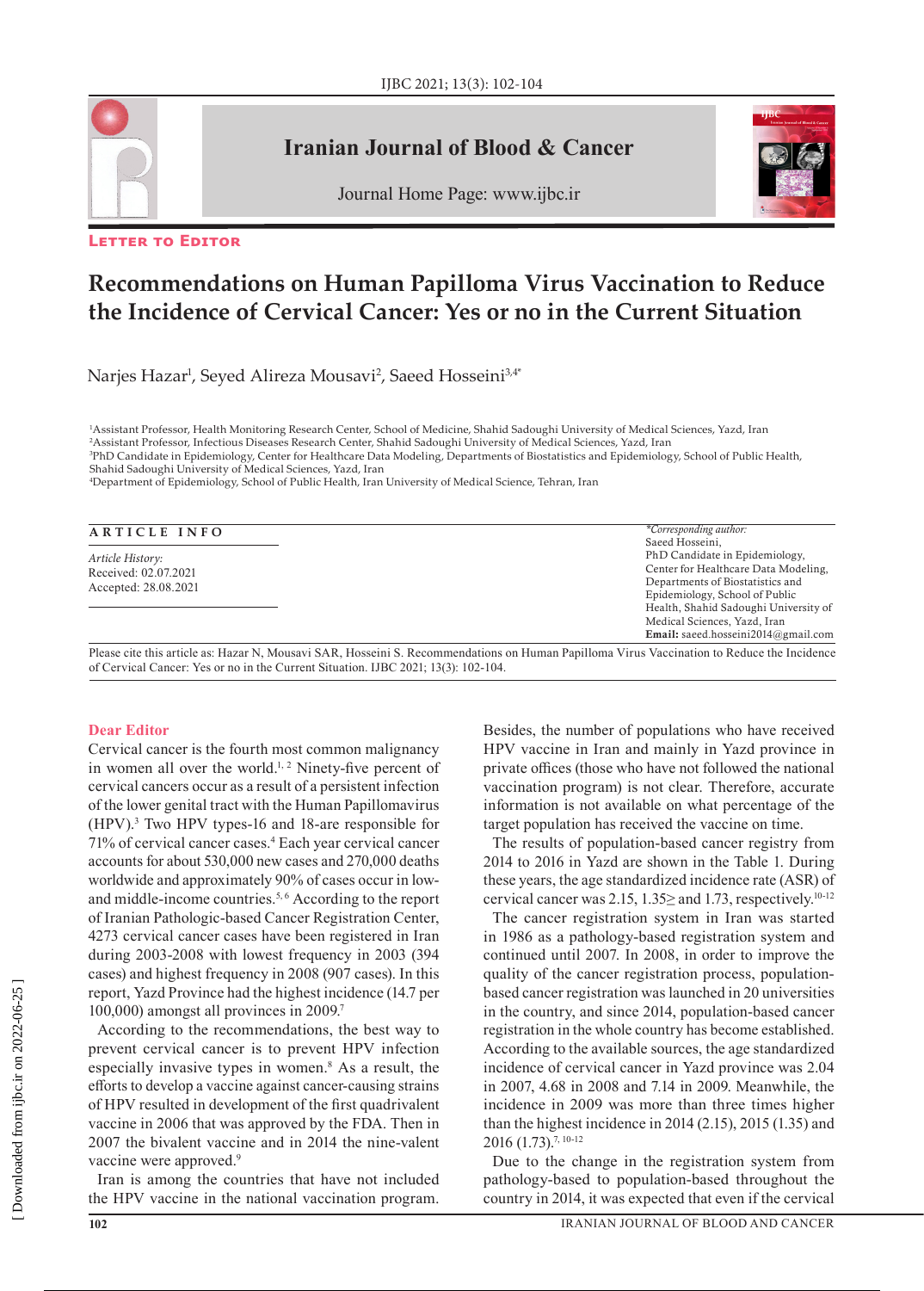Letter to Editor

# Recommendations on Human Papilloma Virus Vaccination to Reduce the Incidence of Cervical Cancer: Yes or no in the Current Situation

Narjes Hazar[1], Seyed Alireza Mousavi[2], Saeed Hosseini[3,4*]

[1]Assistant Professor, Health Monitoring Research Center, School of Medicine, Shahid Sadoughi University of Medical Sciences, Yazd, Iran
[2]Assistant Professor, Infectious Diseases Research Center, Shahid Sadoughi University of Medical Sciences, Yazd, Iran
[3]PhD Candidate in Epidemiology, Center for Healthcare Data Modeling, Departments of Biostatistics and Epidemiology, School of Public Health, Shahid Sadoughi University of Medical Sciences, Yazd, Iran
[4]Department of Epidemiology, School of Public Health, Iran University of Medical Science, Tehran, Iran

**ARTICLE INFO**

*Article History:*
Received: 02.07.2021
Accepted: 28.08.2021

*\*Corresponding author:*
Saeed Hosseini,
PhD Candidate in Epidemiology, Center for Healthcare Data Modeling, Departments of Biostatistics and Epidemiology, School of Public Health, Shahid Sadoughi University of Medical Sciences, Yazd, Iran
**Email:** saeed.hosseini2014@gmail.com

Please cite this article as: Hazar N, Mousavi SAR, Hosseini S. Recommendations on Human Papilloma Virus Vaccination to Reduce the Incidence of Cervical Cancer: Yes or no in the Current Situation. IJBC 2021; 13(3): 102-104.

**Dear Editor**

Cervical cancer is the fourth most common malignancy in women all over the world.[1, 2] Ninety-five percent of cervical cancers occur as a result of a persistent infection of the lower genital tract with the Human Papillomavirus (HPV).[3] Two HPV types-16 and 18-are responsible for 71% of cervical cancer cases.[4] Each year cervical cancer accounts for about 530,000 new cases and 270,000 deaths worldwide and approximately 90% of cases occur in low- and middle-income countries.[5, 6] According to the report of Iranian Pathologic-based Cancer Registration Center, 4273 cervical cancer cases have been registered in Iran during 2003-2008 with lowest frequency in 2003 (394 cases) and highest frequency in 2008 (907 cases). In this report, Yazd Province had the highest incidence (14.7 per 100,000) amongst all provinces in 2009.[7]

According to the recommendations, the best way to prevent cervical cancer is to prevent HPV infection especially invasive types in women.[8] As a result, the efforts to develop a vaccine against cancer-causing strains of HPV resulted in development of the first quadrivalent vaccine in 2006 that was approved by the FDA. Then in 2007 the bivalent vaccine and in 2014 the nine-valent vaccine were approved.[9]

Iran is among the countries that have not included the HPV vaccine in the national vaccination program. Besides, the number of populations who have received HPV vaccine in Iran and mainly in Yazd province in private offices (those who have not followed the national vaccination program) is not clear. Therefore, accurate information is not available on what percentage of the target population has received the vaccine on time.

The results of population-based cancer registry from 2014 to 2016 in Yazd are shown in the Table 1. During these years, the age standardized incidence rate (ASR) of cervical cancer was 2.15, 1.35≥ and 1.73, respectively.[10-12]

The cancer registration system in Iran was started in 1986 as a pathology-based registration system and continued until 2007. In 2008, in order to improve the quality of the cancer registration process, population-based cancer registration was launched in 20 universities in the country, and since 2014, population-based cancer registration in the whole country has become established. According to the available sources, the age standardized incidence of cervical cancer in Yazd province was 2.04 in 2007, 4.68 in 2008 and 7.14 in 2009. Meanwhile, the incidence in 2009 was more than three times higher than the highest incidence in 2014 (2.15), 2015 (1.35) and 2016 (1.73).[7, 10-12]

Due to the change in the registration system from pathology-based to population-based throughout the country in 2014, it was expected that even if the cervical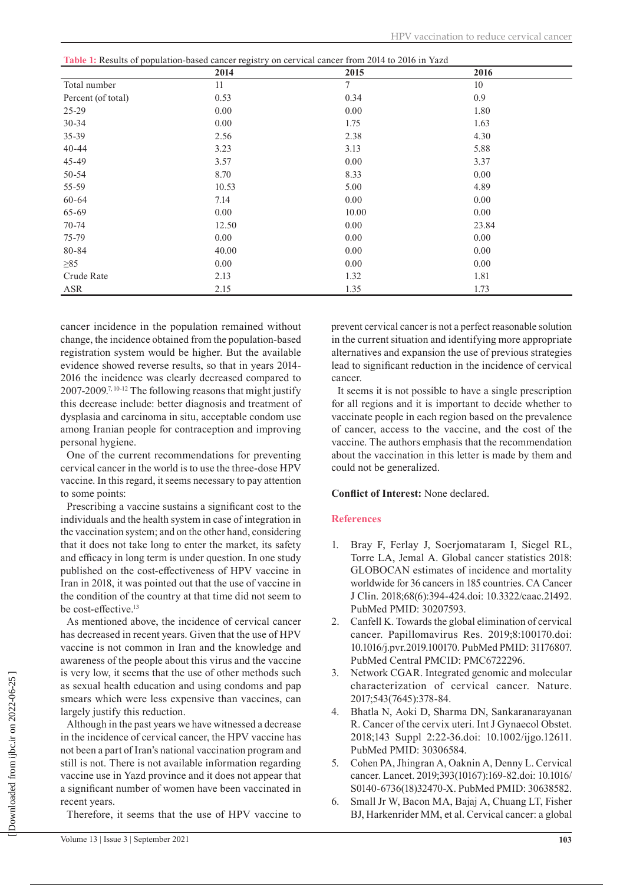**Table 1:** Results of population-based cancer registry on cervical cancer from 2014 to 2016 in Yazd

| | 2014 | 2015 | 2016 |
|---|---|---|---|
| Total number | 11 | 7 | 10 |
| Percent (of total) | 0.53 | 0.34 | 0.9 |
| 25-29 | 0.00 | 0.00 | 1.80 |
| 30-34 | 0.00 | 1.75 | 1.63 |
| 35-39 | 2.56 | 2.38 | 4.30 |
| 40-44 | 3.23 | 3.13 | 5.88 |
| 45-49 | 3.57 | 0.00 | 3.37 |
| 50-54 | 8.70 | 8.33 | 0.00 |
| 55-59 | 10.53 | 5.00 | 4.89 |
| 60-64 | 7.14 | 0.00 | 0.00 |
| 65-69 | 0.00 | 10.00 | 0.00 |
| 70-74 | 12.50 | 0.00 | 23.84 |
| 75-79 | 0.00 | 0.00 | 0.00 |
| 80-84 | 40.00 | 0.00 | 0.00 |
| ≥85 | 0.00 | 0.00 | 0.00 |
| Crude Rate | 2.13 | 1.32 | 1.81 |
| ASR | 2.15 | 1.35 | 1.73 |

cancer incidence in the population remained without change, the incidence obtained from the population-based registration system would be higher. But the available evidence showed reverse results, so that in years 2014-2016 the incidence was clearly decreased compared to 2007-2009.[7, 10-12] The following reasons that might justify this decrease include: better diagnosis and treatment of dysplasia and carcinoma in situ, acceptable condom use among Iranian people for contraception and improving personal hygiene.

One of the current recommendations for preventing cervical cancer in the world is to use the three-dose HPV vaccine. In this regard, it seems necessary to pay attention to some points:

Prescribing a vaccine sustains a significant cost to the individuals and the health system in case of integration in the vaccination system; and on the other hand, considering that it does not take long to enter the market, its safety and efficacy in long term is under question. In one study published on the cost-effectiveness of HPV vaccine in Iran in 2018, it was pointed out that the use of vaccine in the condition of the country at that time did not seem to be cost-effective.[13]

As mentioned above, the incidence of cervical cancer has decreased in recent years. Given that the use of HPV vaccine is not common in Iran and the knowledge and awareness of the people about this virus and the vaccine is very low, it seems that the use of other methods such as sexual health education and using condoms and pap smears which were less expensive than vaccines, can largely justify this reduction.

Although in the past years we have witnessed a decrease in the incidence of cervical cancer, the HPV vaccine has not been a part of Iran's national vaccination program and still is not. There is not available information regarding vaccine use in Yazd province and it does not appear that a significant number of women have been vaccinated in recent years.

Therefore, it seems that the use of HPV vaccine to prevent cervical cancer is not a perfect reasonable solution in the current situation and identifying more appropriate alternatives and expansion the use of previous strategies lead to significant reduction in the incidence of cervical cancer.

It seems it is not possible to have a single prescription for all regions and it is important to decide whether to vaccinate people in each region based on the prevalence of cancer, access to the vaccine, and the cost of the vaccine. The authors emphasis that the recommendation about the vaccination in this letter is made by them and could not be generalized.

**Conflict of Interest:** None declared.

## References

1. Bray F, Ferlay J, Soerjomataram I, Siegel RL, Torre LA, Jemal A. Global cancer statistics 2018: GLOBOCAN estimates of incidence and mortality worldwide for 36 cancers in 185 countries. CA Cancer J Clin. 2018;68(6):394-424.doi: 10.3322/caac.21492. PubMed PMID: 30207593.
2. Canfell K. Towards the global elimination of cervical cancer. Papillomavirus Res. 2019;8:100170.doi: 10.1016/j.pvr.2019.100170. PubMed PMID: 31176807. PubMed Central PMCID: PMC6722296.
3. Network CGAR. Integrated genomic and molecular characterization of cervical cancer. Nature. 2017;543(7645):378-84.
4. Bhatla N, Aoki D, Sharma DN, Sankaranarayanan R. Cancer of the cervix uteri. Int J Gynaecol Obstet. 2018;143 Suppl 2:22-36.doi: 10.1002/ijgo.12611. PubMed PMID: 30306584.
5. Cohen PA, Jhingran A, Oaknin A, Denny L. Cervical cancer. Lancet. 2019;393(10167):169-82.doi: 10.1016/S0140-6736(18)32470-X. PubMed PMID: 30638582.
6. Small Jr W, Bacon MA, Bajaj A, Chuang LT, Fisher BJ, Harkenrider MM, et al. Cervical cancer: a global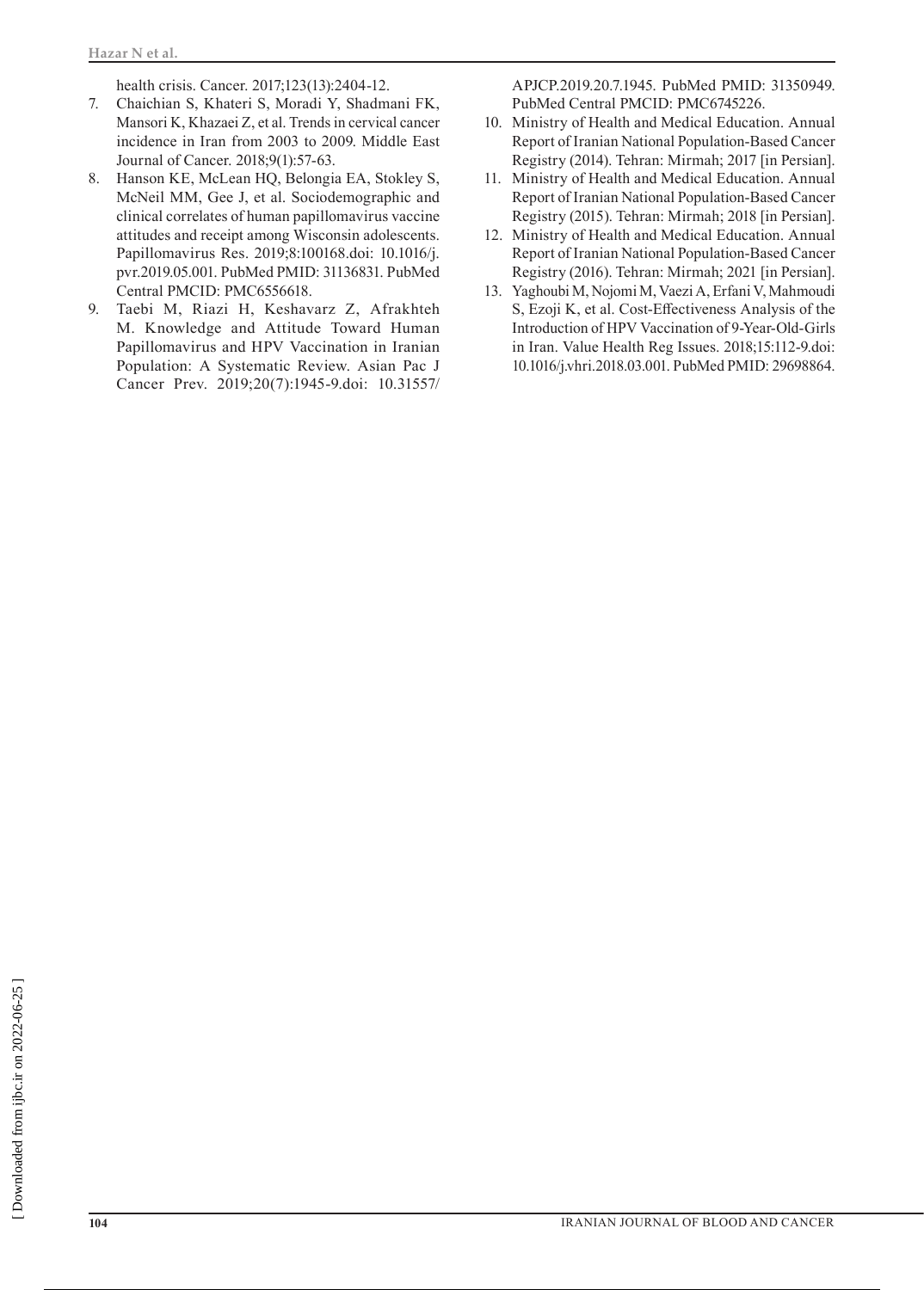health crisis. Cancer. 2017;123(13):2404-12.

7. Chaichian S, Khateri S, Moradi Y, Shadmani FK, Mansori K, Khazaei Z, et al. Trends in cervical cancer incidence in Iran from 2003 to 2009. Middle East Journal of Cancer. 2018;9(1):57-63.
8. Hanson KE, McLean HQ, Belongia EA, Stokley S, McNeil MM, Gee J, et al. Sociodemographic and clinical correlates of human papillomavirus vaccine attitudes and receipt among Wisconsin adolescents. Papillomavirus Res. 2019;8:100168.doi: 10.1016/j.pvr.2019.05.001. PubMed PMID: 31136831. PubMed Central PMCID: PMC6556618.
9. Taebi M, Riazi H, Keshavarz Z, Afrakhteh M. Knowledge and Attitude Toward Human Papillomavirus and HPV Vaccination in Iranian Population: A Systematic Review. Asian Pac J Cancer Prev. 2019;20(7):1945-9.doi: 10.31557/APJCP.2019.20.7.1945. PubMed PMID: 31350949. PubMed Central PMCID: PMC6745226.
10. Ministry of Health and Medical Education. Annual Report of Iranian National Population-Based Cancer Registry (2014). Tehran: Mirmah; 2017 [in Persian].
11. Ministry of Health and Medical Education. Annual Report of Iranian National Population-Based Cancer Registry (2015). Tehran: Mirmah; 2018 [in Persian].
12. Ministry of Health and Medical Education. Annual Report of Iranian National Population-Based Cancer Registry (2016). Tehran: Mirmah; 2021 [in Persian].
13. Yaghoubi M, Nojomi M, Vaezi A, Erfani V, Mahmoudi S, Ezoji K, et al. Cost-Effectiveness Analysis of the Introduction of HPV Vaccination of 9-Year-Old-Girls in Iran. Value Health Reg Issues. 2018;15:112-9.doi: 10.1016/j.vhri.2018.03.001. PubMed PMID: 29698864.